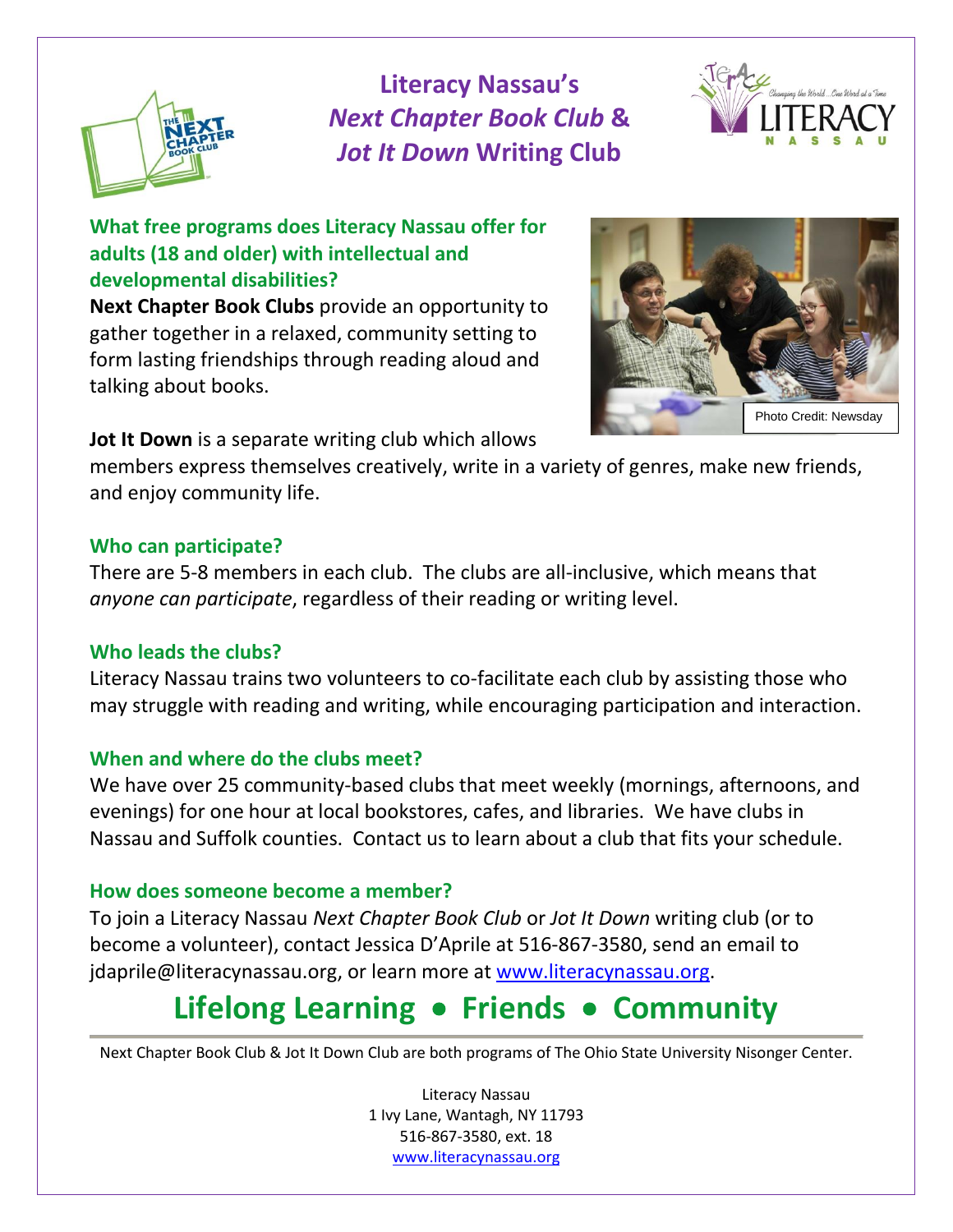# Literacy Nassau's *Next Chapter Book Club* & *Jot It Down* Writing Club

### What free programs does Literacy Nassau offer for adults (18 and older) with intellectual and developmental disabilities?

**Next Chapter Book Clubs** provide an opportunity to gather together in a relaxed, community setting to form lasting friendships through reading aloud and talking about books.

Photo Credit: Newsday

**Jot It Down** is a separate writing club which allows members express themselves creatively, write in a variety of genres, make new friends, and enjoy community life.

### Who can participate?

There are 5-8 members in each club. The clubs are all-inclusive, which means that *anyone can participate*, regardless of their reading or writing level.

### Who leads the clubs?

Literacy Nassau trains two volunteers to co-facilitate each club by assisting those who may struggle with reading and writing, while encouraging participation and interaction.

### When and where do the clubs meet?

We have over 25 community-based clubs that meet weekly (mornings, afternoons, and evenings) for one hour at local bookstores, cafes, and libraries. We have clubs in Nassau and Suffolk counties. Contact us to learn about a club that fits your schedule.

### How does someone become a member?

To join a Literacy Nassau *Next Chapter Book Club* or *Jot It Down* writing club (or to become a volunteer), contact Jessica D'Aprile at 516-867-3580, send an email to jdaprile@literacynassau.org, or learn more at www.literacynassau.org.

## Lifelong Learning • Friends • Community

Next Chapter Book Club & Jot It Down Club are both programs of The Ohio State University Nisonger Center.

Literacy Nassau
1 Ivy Lane, Wantagh, NY 11793
516-867-3580, ext. 18
www.literacynassau.org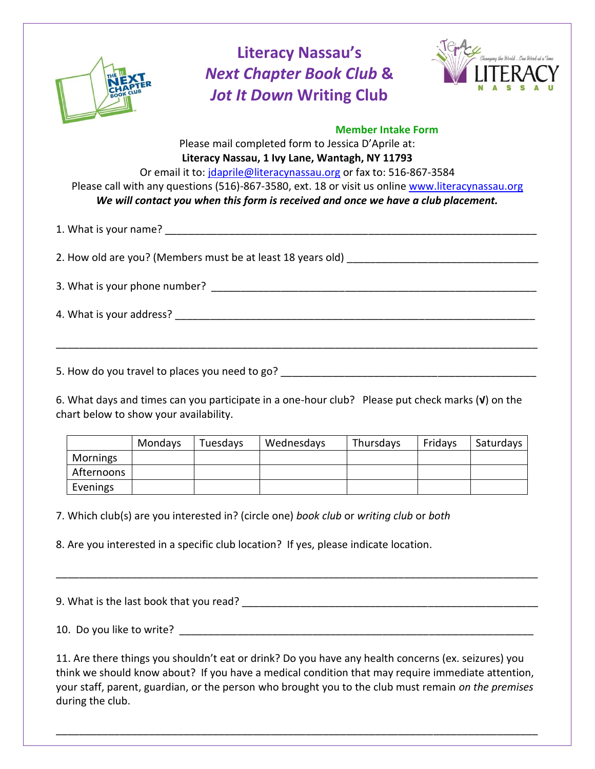# Literacy Nassau's *Next Chapter Book Club* & *Jot It Down* Writing Club

## Member Intake Form

Please mail completed form to Jessica D'Aprile at:
**Literacy Nassau, 1 Ivy Lane, Wantagh, NY 11793**
Or email it to: jdaprile@literacynassau.org or fax to: 516-867-3584
Please call with any questions (516)-867-3580, ext. 18 or visit us online www.literacynassau.org
***We will contact you when this form is received and once we have a club placement.***

1. What is your name? ____________________________________________

2. How old are you? (Members must be at least 18 years old) ______________________

3. What is your phone number? ____________________________________________

4. What is your address? ____________________________________________

____________________________________________________________________

5. How do you travel to places you need to go? ______________________________

6. What days and times can you participate in a one-hour club? Please put check marks (√) on the chart below to show your availability.

| | Mondays | Tuesdays | Wednesdays | Thursdays | Fridays | Saturdays |
|---|---|---|---|---|---|---|
| Mornings | | | | | | |
| Afternoons | | | | | | |
| Evenings | | | | | | |

7. Which club(s) are you interested in? (circle one) *book club* or *writing club* or *both*

8. Are you interested in a specific club location? If yes, please indicate location.

____________________________________________________________________

9. What is the last book that you read? ______________________________________

10. Do you like to write? ____________________________________________

11. Are there things you shouldn't eat or drink? Do you have any health concerns (ex. seizures) you think we should know about? If you have a medical condition that may require immediate attention, your staff, parent, guardian, or the person who brought you to the club must remain *on the premises* during the club.

____________________________________________________________________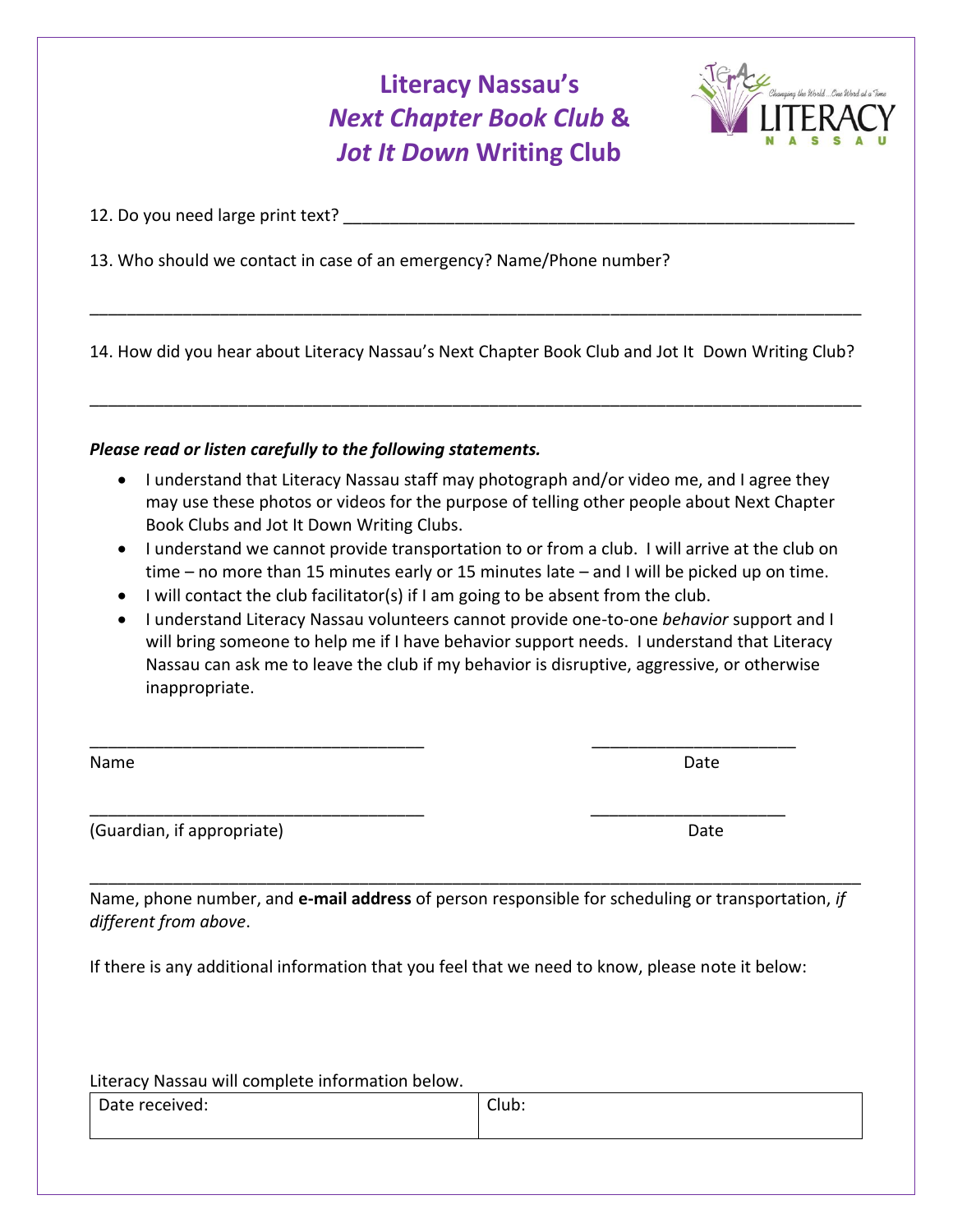# Literacy Nassau's *Next Chapter Book Club* & *Jot It Down* Writing Club

12. Do you need large print text? ________________________________________________________

13. Who should we contact in case of an emergency? Name/Phone number?

______________________________________________________________________________________

14. How did you hear about Literacy Nassau's Next Chapter Book Club and Jot It Down Writing Club?

______________________________________________________________________________________

***Please read or listen carefully to the following statements.***

- I understand that Literacy Nassau staff may photograph and/or video me, and I agree they may use these photos or videos for the purpose of telling other people about Next Chapter Book Clubs and Jot It Down Writing Clubs.
- I understand we cannot provide transportation to or from a club. I will arrive at the club on time – no more than 15 minutes early or 15 minutes late – and I will be picked up on time.
- I will contact the club facilitator(s) if I am going to be absent from the club.
- I understand Literacy Nassau volunteers cannot provide one-to-one *behavior* support and I will bring someone to help me if I have behavior support needs. I understand that Literacy Nassau can ask me to leave the club if my behavior is disruptive, aggressive, or otherwise inappropriate.

_____________________________________ _______________________

Name Date

_____________________________________ _______________________

(Guardian, if appropriate) Date

______________________________________________________________________________________

Name, phone number, and **e-mail address** of person responsible for scheduling or transportation, *if different from above*.

If there is any additional information that you feel that we need to know, please note it below:

Literacy Nassau will complete information below.

| | |
|---|---|
| Date received: | Club: |